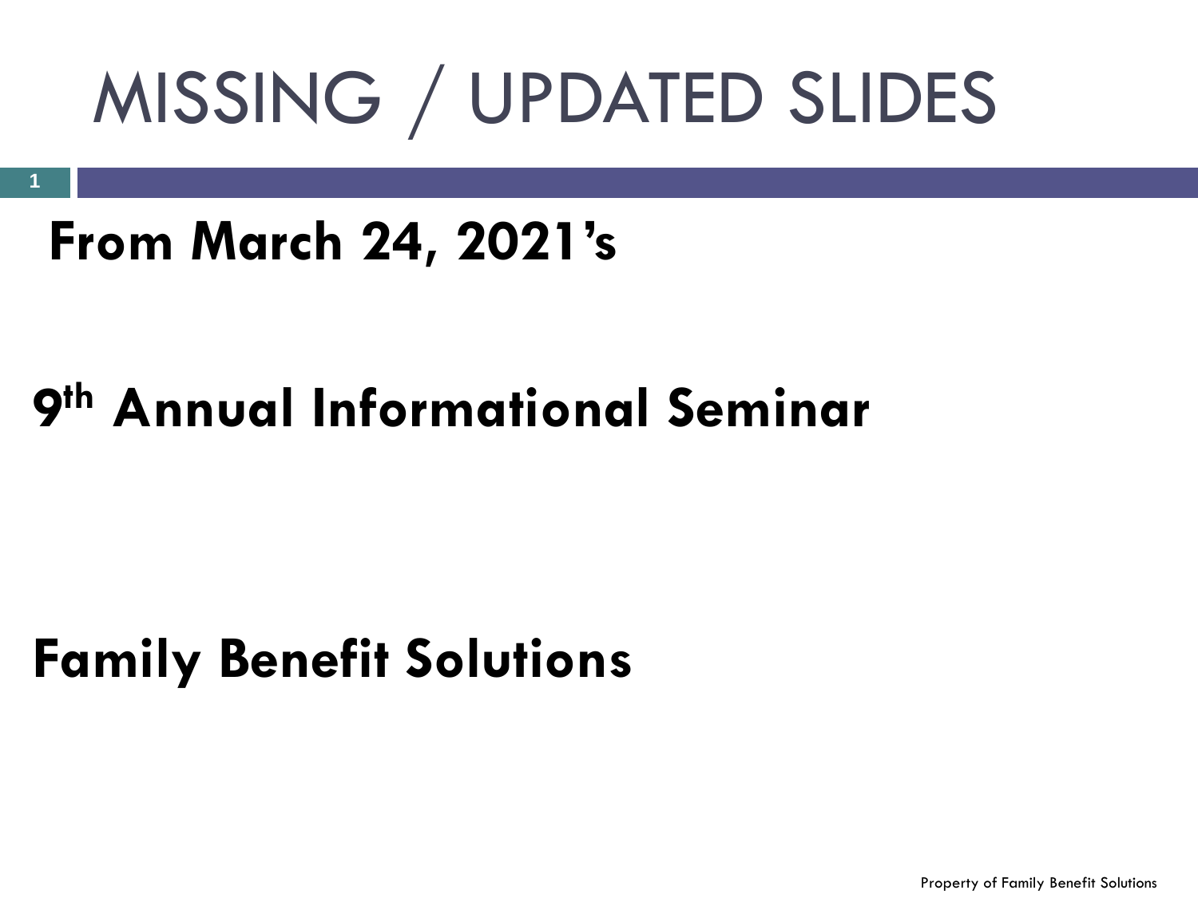# MISSING / UPDATED SLIDES

**From March 24, 2021's**

**9th Annual Informational Seminar**

**Family Benefit Solutions**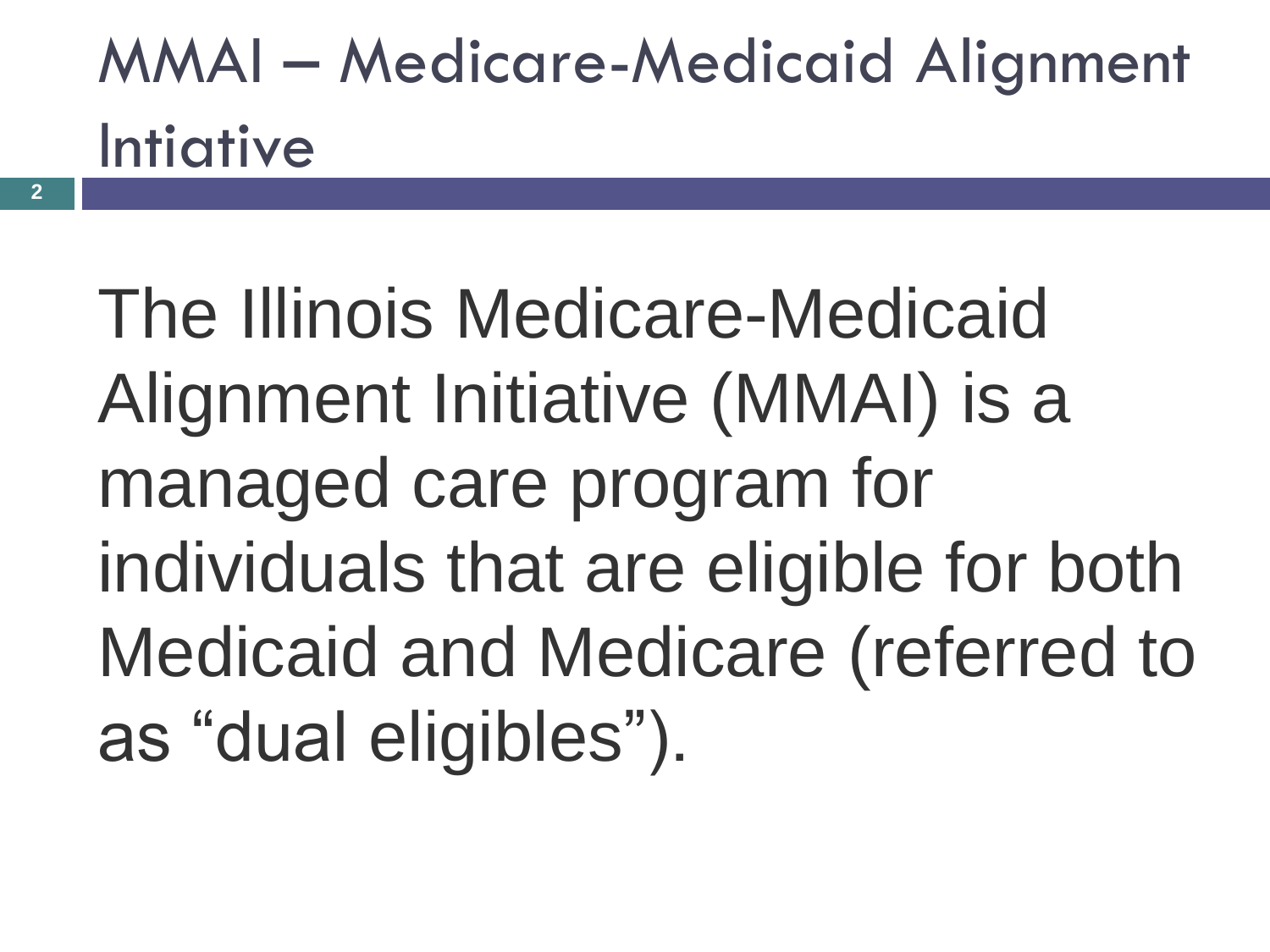# MMAI – Medicare-Medicaid Alignment Intiative

The Illinois Medicare-Medicaid Alignment Initiative (MMAI) is a managed care program for individuals that are eligible for both Medicaid and Medicare (referred to as “dual eligibles”).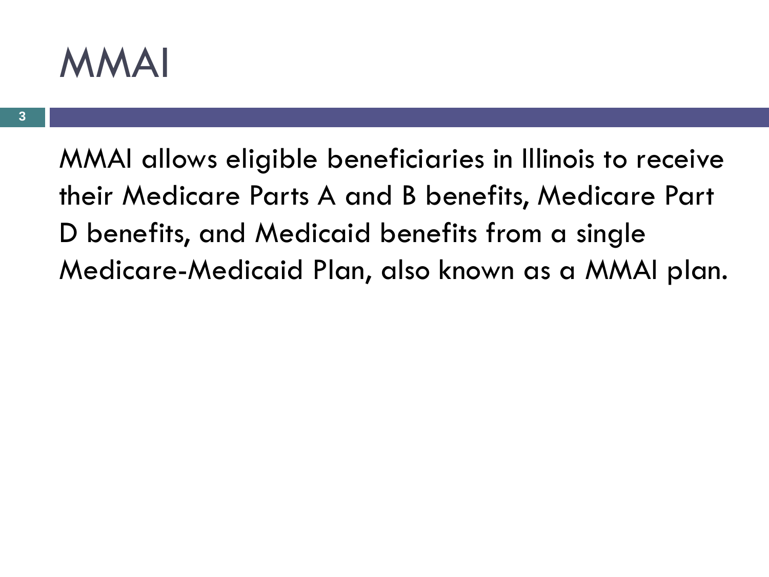# MMAI

MMAI allows eligible beneficiaries in Illinois to receive their Medicare Parts A and B benefits, Medicare Part D benefits, and Medicaid benefits from a single Medicare-Medicaid Plan, also known as a MMAI plan.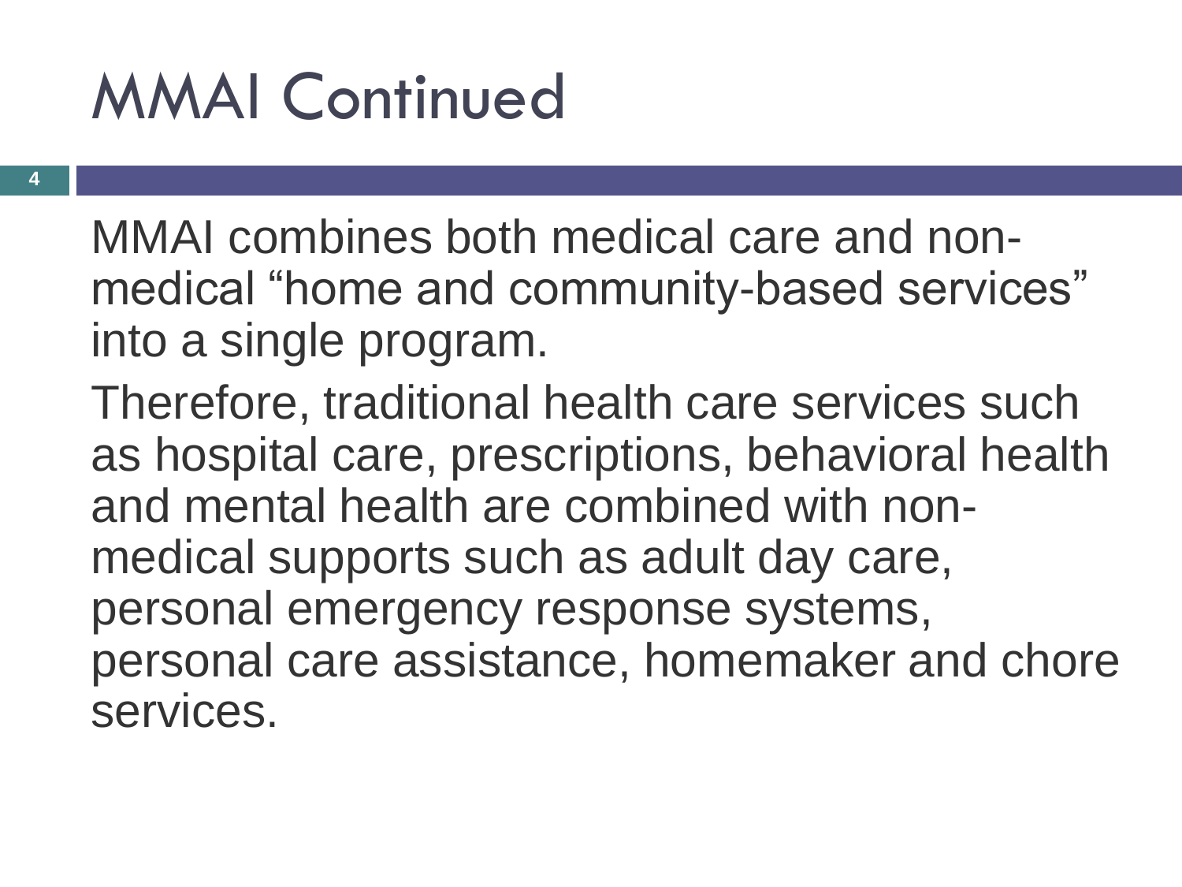# MMAI Continued

MMAI combines both medical care and non-medical "home and community-based services" into a single program.

Therefore, traditional health care services such as hospital care, prescriptions, behavioral health and mental health are combined with non-medical supports such as adult day care, personal emergency response systems, personal care assistance, homemaker and chore services.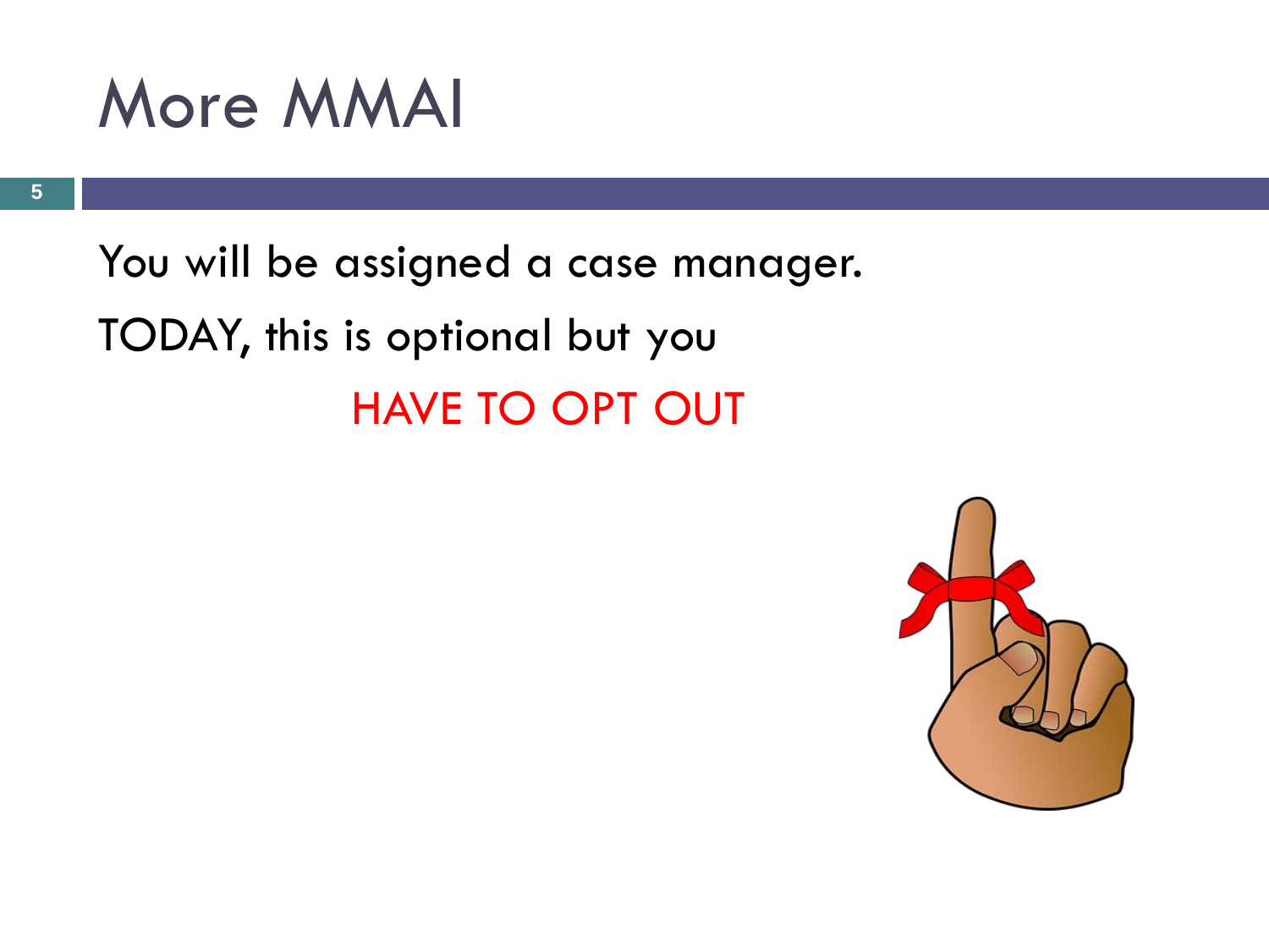# More MMAI

You will be assigned a case manager.

TODAY, this is optional but you

HAVE TO OPT OUT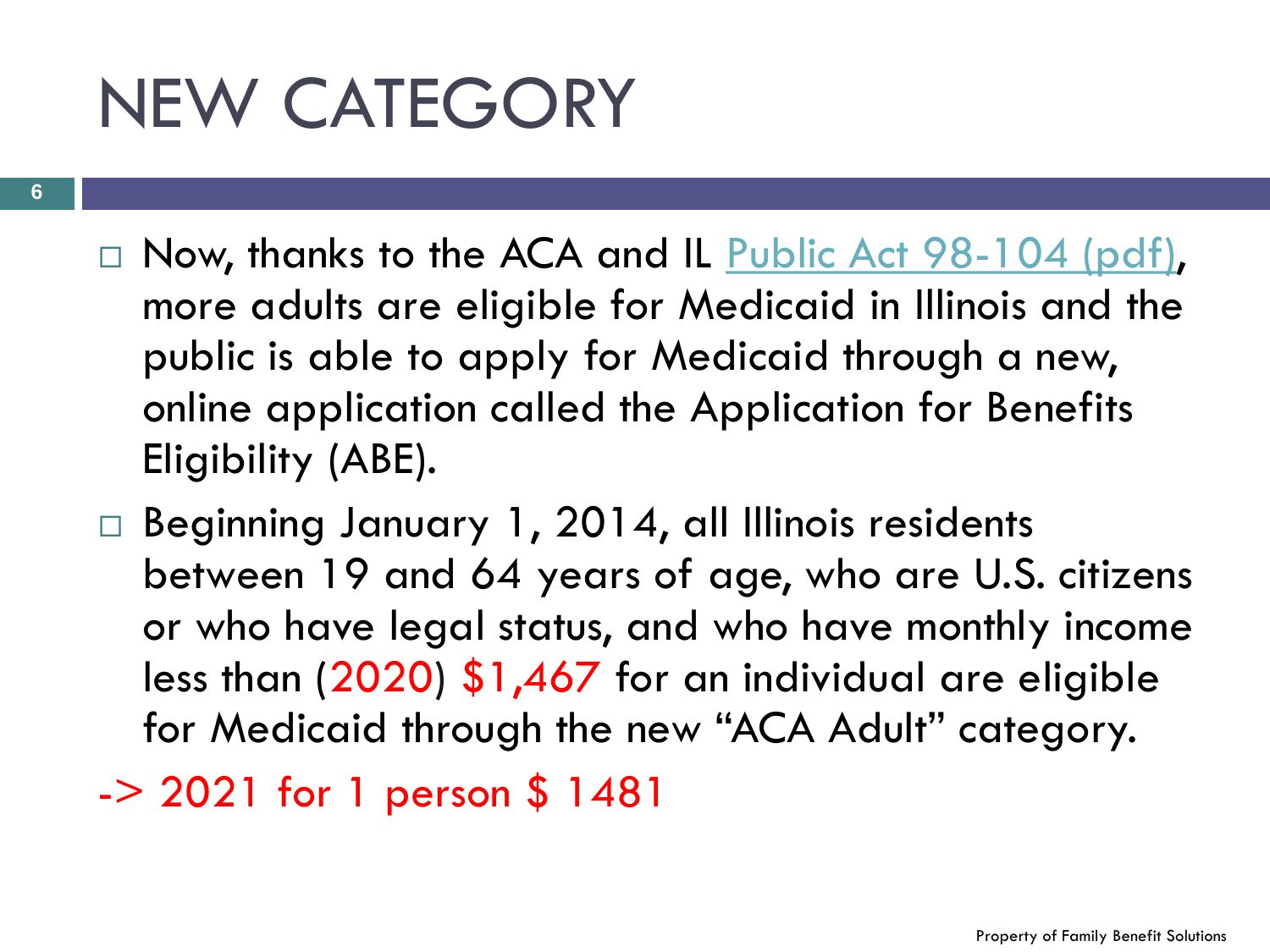# NEW CATEGORY

- Now, thanks to the ACA and IL [Public Act 98-104 (pdf)](), more adults are eligible for Medicaid in Illinois and the public is able to apply for Medicaid through a new, online application called the Application for Benefits Eligibility (ABE).
- Beginning January 1, 2014, all Illinois residents between 19 and 64 years of age, who are U.S. citizens or who have legal status, and who have monthly income less than (2020) $1,467 for an individual are eligible for Medicaid through the new "ACA Adult" category.

-> 2021 for 1 person $ 1481

Property of Family Benefit Solutions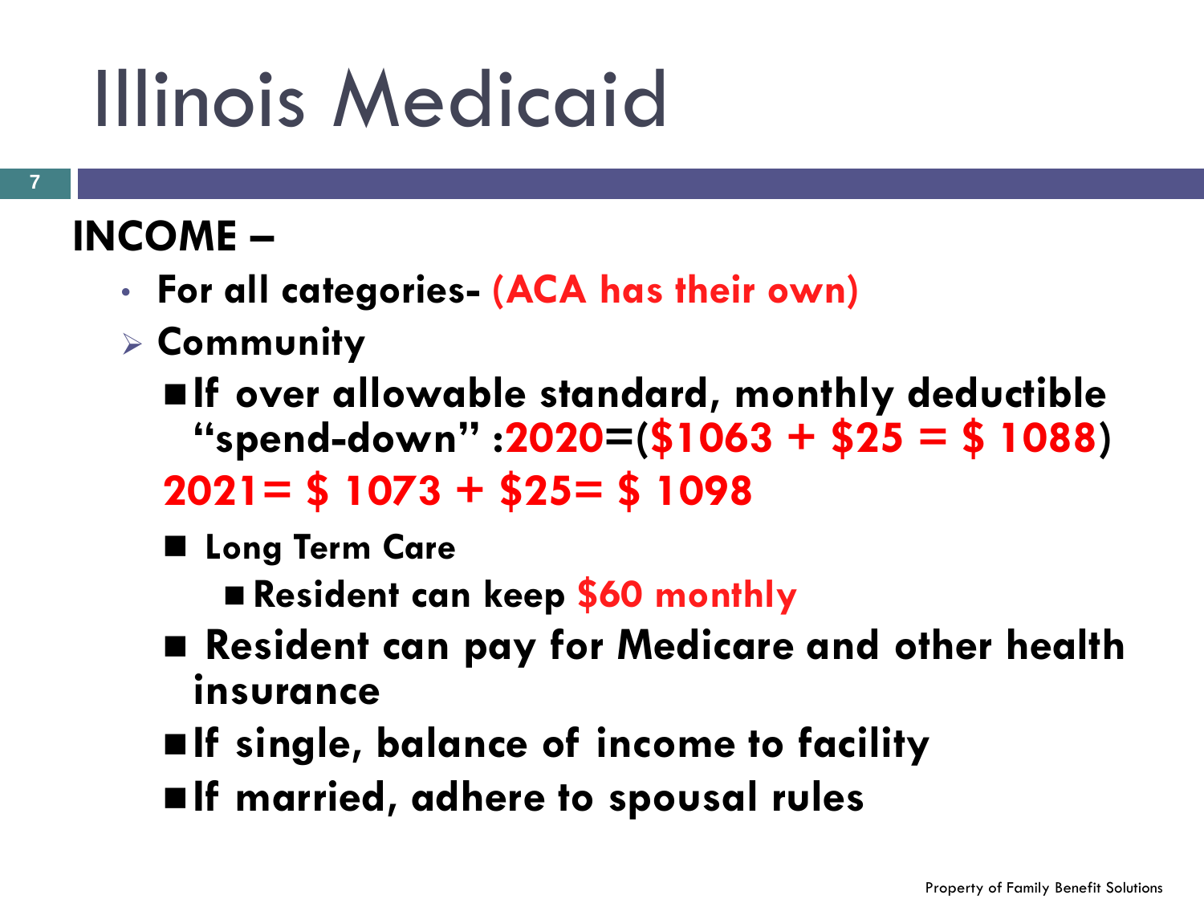# Illinois Medicaid

**INCOME –**

- **For all categories- (ACA has their own)**
- **Community**
  - **If over allowable standard, monthly deductible "spend-down" :2020=($1063 + $25 = $ 1088)**
    **2021= $ 1073 + $25= $ 1098**
  - **Long Term Care**
    - **Resident can keep $60 monthly**
  - **Resident can pay for Medicare and other health insurance**
  - **If single, balance of income to facility**
  - **If married, adhere to spousal rules**

Property of Family Benefit Solutions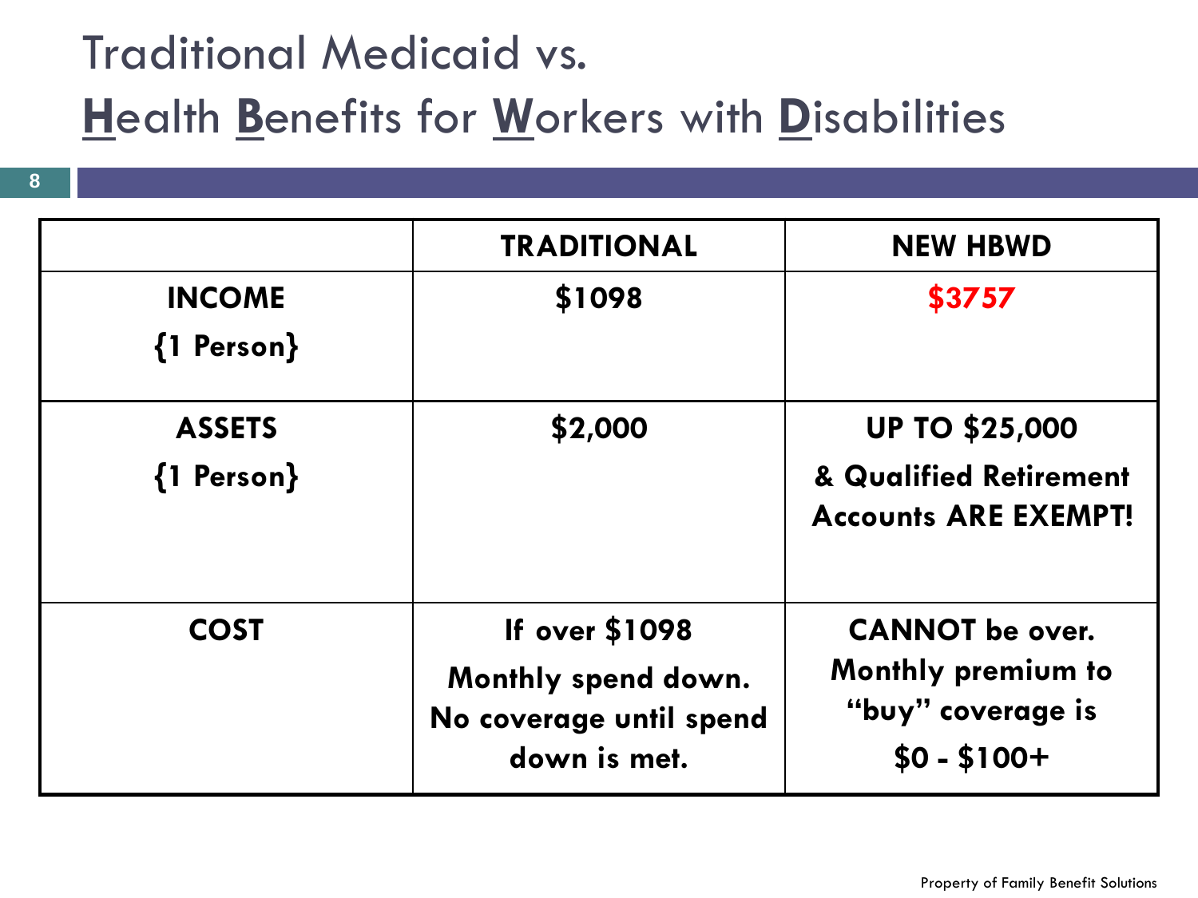# Traditional Medicaid vs. Health Benefits for Workers with Disabilities

| | TRADITIONAL | NEW HBWD |
|---|---|---|
| **INCOME** {1 Person} | **$1098** | **$3757** |
| **ASSETS** {1 Person} | **$2,000** | **UP TO $25,000 & Qualified Retirement Accounts ARE EXEMPT!** |
| **COST** | **If over $1098 Monthly spend down. No coverage until spend down is met.** | **CANNOT be over. Monthly premium to "buy" coverage is $0 - $100+** |

Property of Family Benefit Solutions